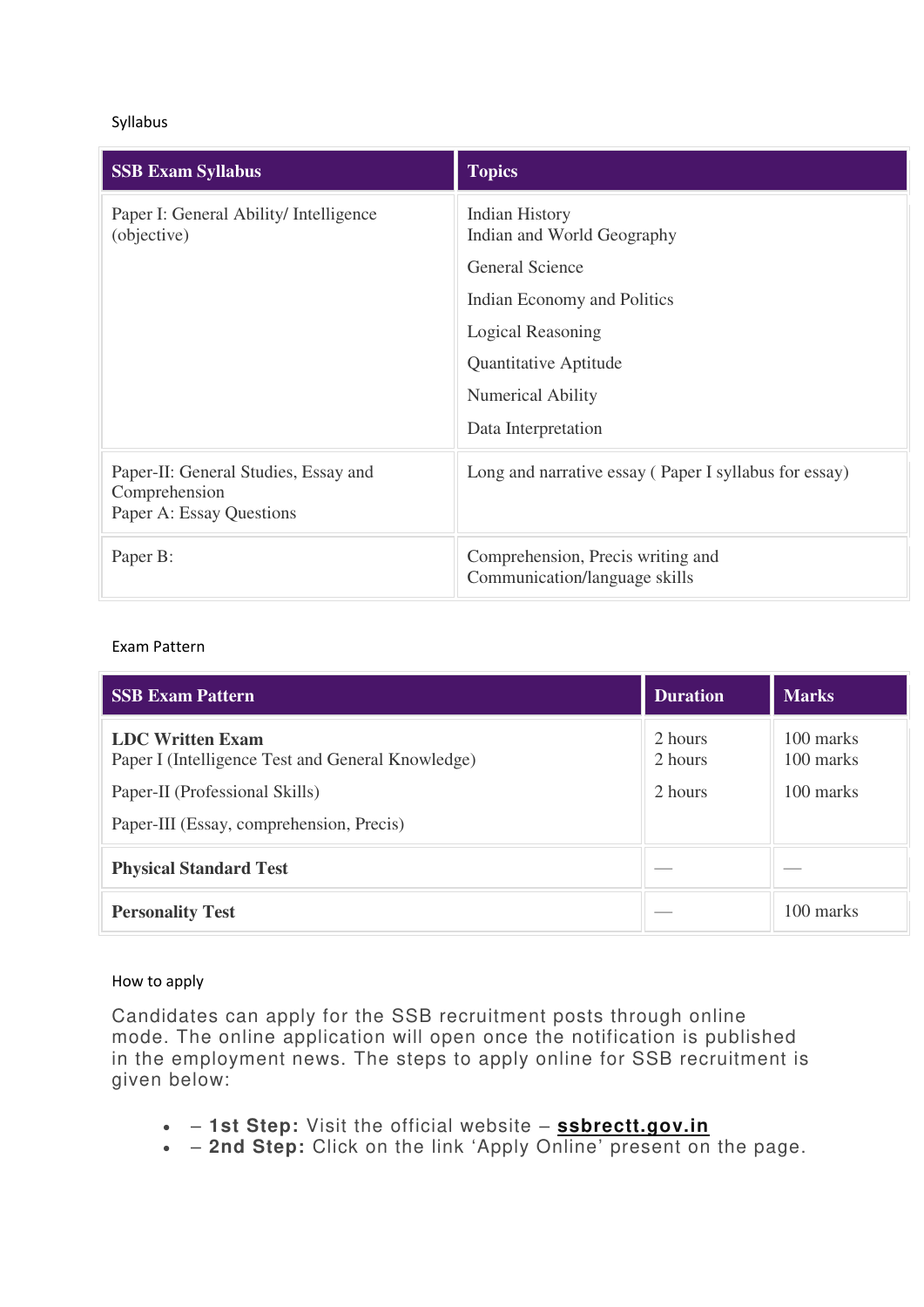Syllabus

| SSB Exam Syllabus | Topics |
| --- | --- |
| Paper I: General Ability/ Intelligence (objective) | Indian History<br>Indian and World Geography<br>General Science<br>Indian Economy and Politics<br>Logical Reasoning<br>Quantitative Aptitude<br>Numerical Ability<br>Data Interpretation |
| Paper-II: General Studies, Essay and Comprehension<br>Paper A: Essay Questions | Long and narrative essay ( Paper I syllabus for essay) |
| Paper B: | Comprehension, Precis writing and Communication/language skills |

Exam Pattern

| SSB Exam Pattern | Duration | Marks |
| --- | --- | --- |
| **LDC Written Exam**<br>Paper I (Intelligence Test and General Knowledge)<br>Paper-II (Professional Skills)<br>Paper-III (Essay, comprehension, Precis) | 2 hours<br>2 hours<br>2 hours | 100 marks<br>100 marks<br>100 marks |
| **Physical Standard Test** | — | — |
| **Personality Test** | — | 100 marks |

How to apply

Candidates can apply for the SSB recruitment posts through online mode. The online application will open once the notification is published in the employment news. The steps to apply online for SSB recruitment is given below:

- – **1st Step:** Visit the official website – **ssbrectt.gov.in**
- – **2nd Step:** Click on the link 'Apply Online' present on the page.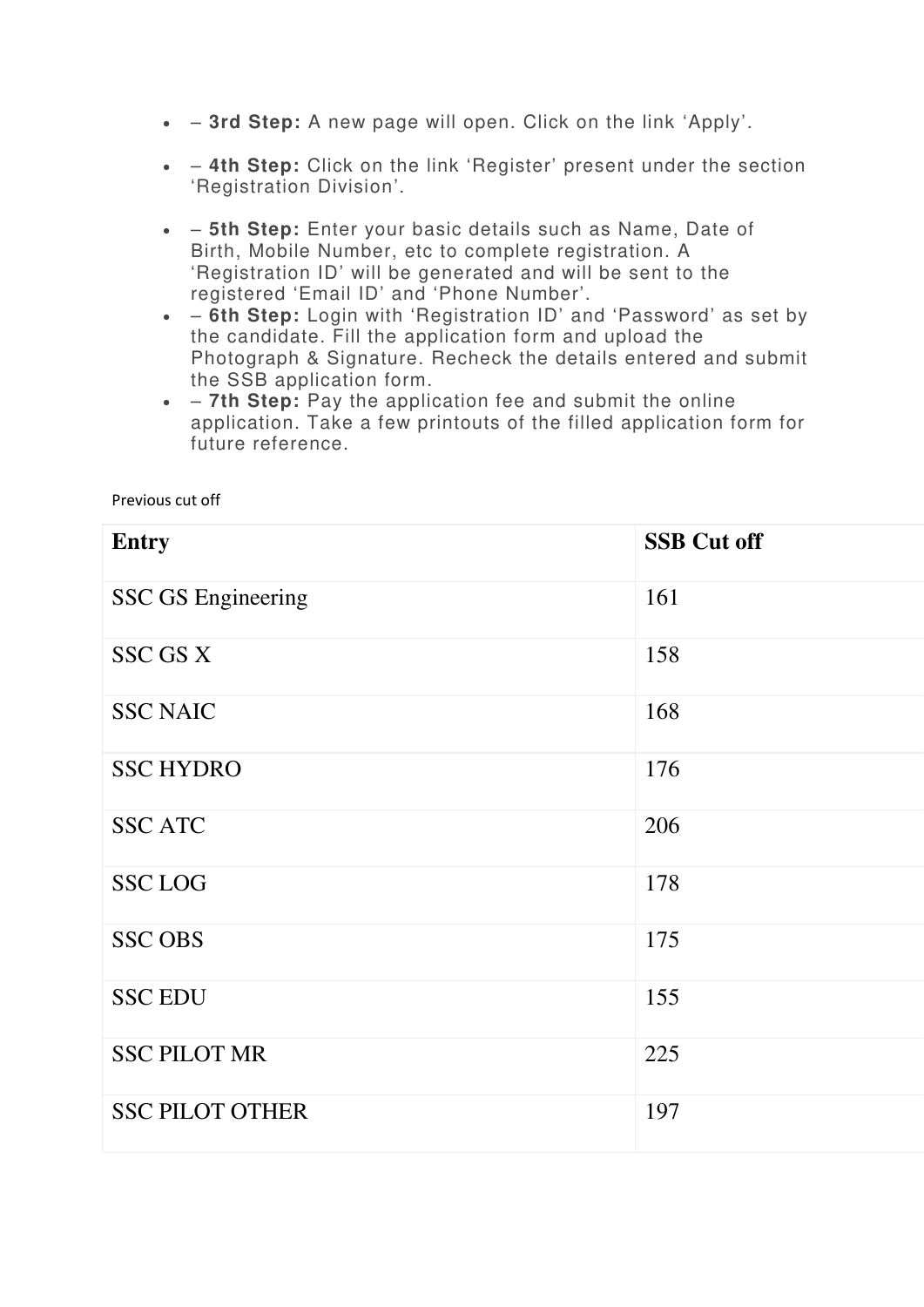- – **3rd Step:** A new page will open. Click on the link 'Apply'.
- – **4th Step:** Click on the link 'Register' present under the section 'Registration Division'.
- – **5th Step:** Enter your basic details such as Name, Date of Birth, Mobile Number, etc to complete registration. A 'Registration ID' will be generated and will be sent to the registered 'Email ID' and 'Phone Number'.
- – **6th Step:** Login with 'Registration ID' and 'Password' as set by the candidate. Fill the application form and upload the Photograph & Signature. Recheck the details entered and submit the SSB application form.
- – **7th Step:** Pay the application fee and submit the online application. Take a few printouts of the filled application form for future reference.

Previous cut off

| Entry | SSB Cut off |
|---|---|
| SSC GS Engineering | 161 |
| SSC GS X | 158 |
| SSC NAIC | 168 |
| SSC HYDRO | 176 |
| SSC ATC | 206 |
| SSC LOG | 178 |
| SSC OBS | 175 |
| SSC EDU | 155 |
| SSC PILOT MR | 225 |
| SSC PILOT OTHER | 197 |